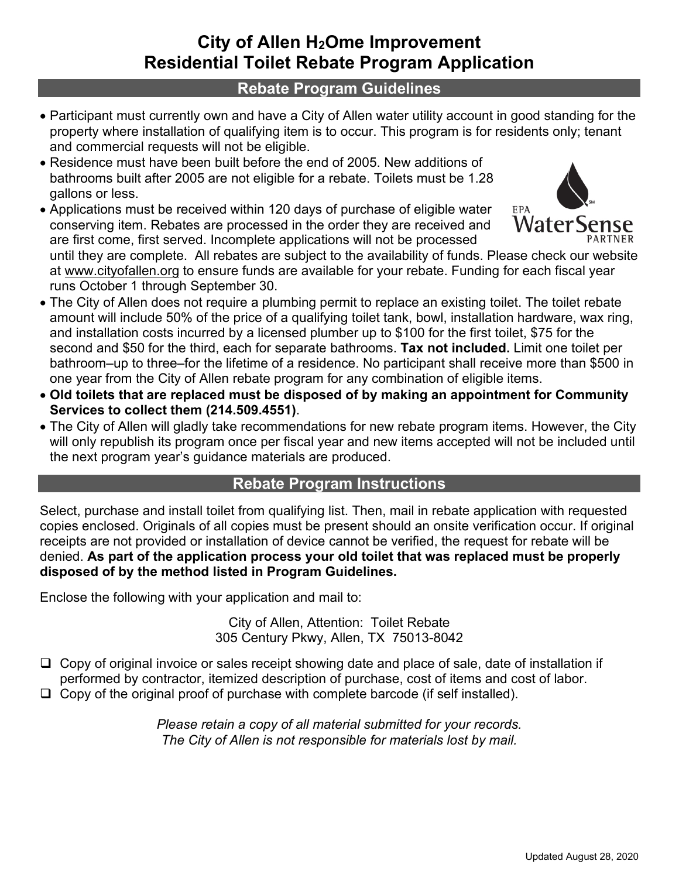# City of Allen $H_2$Ome Improvement Residential Toilet Rebate Program Application

## Rebate Program Guidelines

- Participant must currently own and have a City of Allen water utility account in good standing for the property where installation of qualifying item is to occur. This program is for residents only; tenant and commercial requests will not be eligible.
- Residence must have been built before the end of 2005. New additions of bathrooms built after 2005 are not eligible for a rebate. Toilets must be 1.28 gallons or less.
- Applications must be received within 120 days of purchase of eligible water conserving item. Rebates are processed in the order they are received and are first come, first served. Incomplete applications will not be processed until they are complete. All rebates are subject to the availability of funds. Please check our website at www.cityofallen.org to ensure funds are available for your rebate. Funding for each fiscal year runs October 1 through September 30.
- The City of Allen does not require a plumbing permit to replace an existing toilet. The toilet rebate amount will include 50% of the price of a qualifying toilet tank, bowl, installation hardware, wax ring, and installation costs incurred by a licensed plumber up to $100 for the first toilet, $75 for the second and $50 for the third, each for separate bathrooms. **Tax not included.** Limit one toilet per bathroom–up to three–for the lifetime of a residence. No participant shall receive more than $500 in one year from the City of Allen rebate program for any combination of eligible items.
- **Old toilets that are replaced must be disposed of by making an appointment for Community Services to collect them (214.509.4551)**.
- The City of Allen will gladly take recommendations for new rebate program items. However, the City will only republish its program once per fiscal year and new items accepted will not be included until the next program year's guidance materials are produced.

## Rebate Program Instructions

Select, purchase and install toilet from qualifying list. Then, mail in rebate application with requested copies enclosed. Originals of all copies must be present should an onsite verification occur. If original receipts are not provided or installation of device cannot be verified, the request for rebate will be denied. **As part of the application process your old toilet that was replaced must be properly disposed of by the method listed in Program Guidelines.**

Enclose the following with your application and mail to:

City of Allen, Attention: Toilet Rebate
305 Century Pkwy, Allen, TX 75013-8042

- ☐ Copy of original invoice or sales receipt showing date and place of sale, date of installation if performed by contractor, itemized description of purchase, cost of items and cost of labor.
- ☐ Copy of the original proof of purchase with complete barcode (if self installed).

*Please retain a copy of all material submitted for your records.*
*The City of Allen is not responsible for materials lost by mail.*

Updated August 28, 2020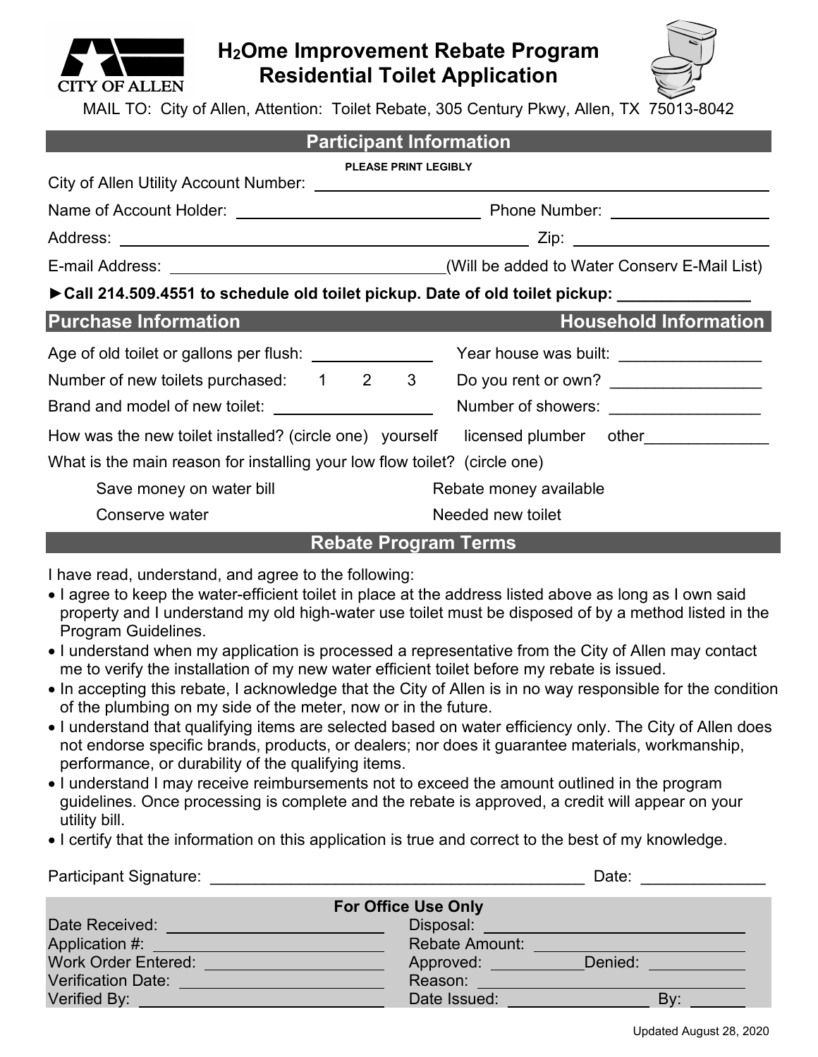# $H_2$Ome Improvement Rebate Program
# Residential Toilet Application

MAIL TO: City of Allen, Attention: Toilet Rebate, 305 Century Pkwy, Allen, TX 75013-8042

## Participant Information

**PLEASE PRINT LEGIBLY**

City of Allen Utility Account Number: ____________________

Name of Account Holder: ____________________ Phone Number: ____________________

Address: ____________________ Zip: ____________________

E-mail Address: ____________________(Will be added to Water Conserv E-Mail List)

**►Call 214.509.4551 to schedule old toilet pickup. Date of old toilet pickup: _______________**

## Purchase Information / Household Information

Age of old toilet or gallons per flush: _______________ Year house was built: _______________

Number of new toilets purchased: 1 2 3 Do you rent or own? _______________

Brand and model of new toilet: _______________ Number of showers: _______________

How was the new toilet installed? (circle one) yourself licensed plumber other_______________

What is the main reason for installing your low flow toilet? (circle one)

Save money on water bill Rebate money available

Conserve water Needed new toilet

## Rebate Program Terms

I have read, understand, and agree to the following:

- I agree to keep the water-efficient toilet in place at the address listed above as long as I own said property and I understand my old high-water use toilet must be disposed of by a method listed in the Program Guidelines.
- I understand when my application is processed a representative from the City of Allen may contact me to verify the installation of my new water efficient toilet before my rebate is issued.
- In accepting this rebate, I acknowledge that the City of Allen is in no way responsible for the condition of the plumbing on my side of the meter, now or in the future.
- I understand that qualifying items are selected based on water efficiency only. The City of Allen does not endorse specific brands, products, or dealers; nor does it guarantee materials, workmanship, performance, or durability of the qualifying items.
- I understand I may receive reimbursements not to exceed the amount outlined in the program guidelines. Once processing is complete and the rebate is approved, a credit will appear on your utility bill.
- I certify that the information on this application is true and correct to the best of my knowledge.

Participant Signature: ______________________________ Date: _______________

**For Office Use Only**

Date Received: _______________ Disposal: _______________

Application #: _______________ Rebate Amount: _______________

Work Order Entered: _______________ Approved: ___________ Denied: ___________

Verification Date: _______________ Reason: _______________

Verified By: _______________ Date Issued: _______________ By: _______

Updated August 28, 2020